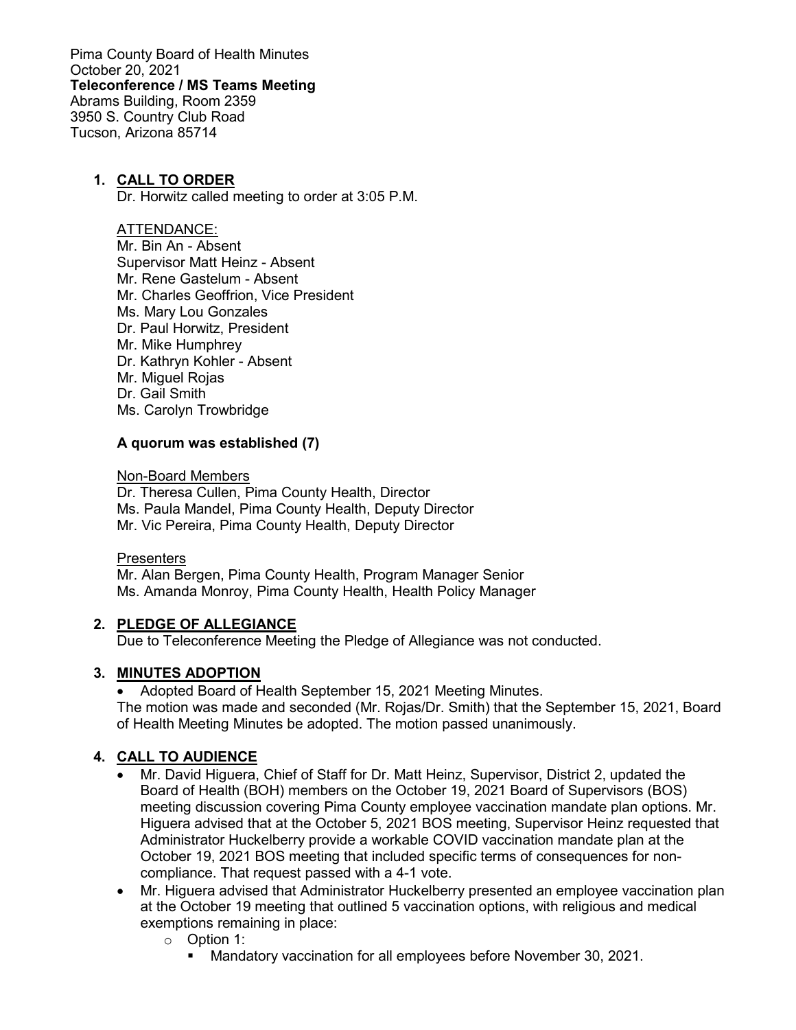Pima County Board of Health Minutes
October 20, 2021
**Teleconference / MS Teams Meeting**
Abrams Building, Room 2359
3950 S. Country Club Road
Tucson, Arizona 85714

1. **CALL TO ORDER**
   Dr. Horwitz called meeting to order at 3:05 P.M.

   ATTENDANCE:
   Mr. Bin An - Absent
   Supervisor Matt Heinz - Absent
   Mr. Rene Gastelum - Absent
   Mr. Charles Geoffrion, Vice President
   Ms. Mary Lou Gonzales
   Dr. Paul Horwitz, President
   Mr. Mike Humphrey
   Dr. Kathryn Kohler - Absent
   Mr. Miguel Rojas
   Dr. Gail Smith
   Ms. Carolyn Trowbridge

   **A quorum was established (7)**

   Non-Board Members
   Dr. Theresa Cullen, Pima County Health, Director
   Ms. Paula Mandel, Pima County Health, Deputy Director
   Mr. Vic Pereira, Pima County Health, Deputy Director

   Presenters
   Mr. Alan Bergen, Pima County Health, Program Manager Senior
   Ms. Amanda Monroy, Pima County Health, Health Policy Manager

2. **PLEDGE OF ALLEGIANCE**
   Due to Teleconference Meeting the Pledge of Allegiance was not conducted.

3. **MINUTES ADOPTION**
   - Adopted Board of Health September 15, 2021 Meeting Minutes.

   The motion was made and seconded (Mr. Rojas/Dr. Smith) that the September 15, 2021, Board of Health Meeting Minutes be adopted. The motion passed unanimously.

4. **CALL TO AUDIENCE**
   - Mr. David Higuera, Chief of Staff for Dr. Matt Heinz, Supervisor, District 2, updated the Board of Health (BOH) members on the October 19, 2021 Board of Supervisors (BOS) meeting discussion covering Pima County employee vaccination mandate plan options. Mr. Higuera advised that at the October 5, 2021 BOS meeting, Supervisor Heinz requested that Administrator Huckelberry provide a workable COVID vaccination mandate plan at the October 19, 2021 BOS meeting that included specific terms of consequences for non-compliance. That request passed with a 4-1 vote.
   - Mr. Higuera advised that Administrator Huckelberry presented an employee vaccination plan at the October 19 meeting that outlined 5 vaccination options, with religious and medical exemptions remaining in place:
     - Option 1:
       - Mandatory vaccination for all employees before November 30, 2021.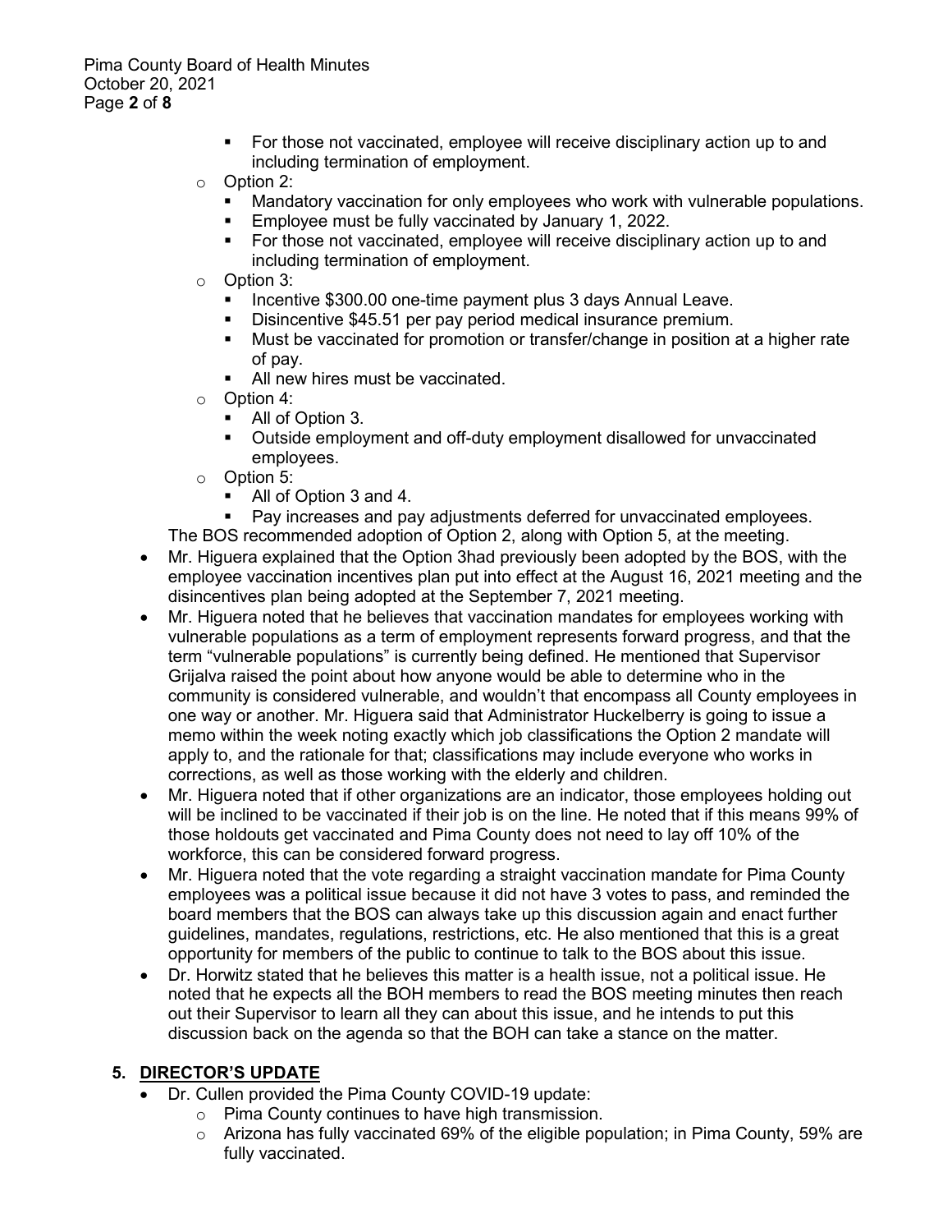- For those not vaccinated, employee will receive disciplinary action up to and including termination of employment.
    - Option 2:
        - Mandatory vaccination for only employees who work with vulnerable populations.
        - Employee must be fully vaccinated by January 1, 2022.
        - For those not vaccinated, employee will receive disciplinary action up to and including termination of employment.
    - Option 3:
        - Incentive $300.00 one-time payment plus 3 days Annual Leave.
        - Disincentive $45.51 per pay period medical insurance premium.
        - Must be vaccinated for promotion or transfer/change in position at a higher rate of pay.
        - All new hires must be vaccinated.
    - Option 4:
        - All of Option 3.
        - Outside employment and off-duty employment disallowed for unvaccinated employees.
    - Option 5:
        - All of Option 3 and 4.
        - Pay increases and pay adjustments deferred for unvaccinated employees.

  The BOS recommended adoption of Option 2, along with Option 5, at the meeting.
- Mr. Higuera explained that the Option 3had previously been adopted by the BOS, with the employee vaccination incentives plan put into effect at the August 16, 2021 meeting and the disincentives plan being adopted at the September 7, 2021 meeting.
- Mr. Higuera noted that he believes that vaccination mandates for employees working with vulnerable populations as a term of employment represents forward progress, and that the term "vulnerable populations" is currently being defined. He mentioned that Supervisor Grijalva raised the point about how anyone would be able to determine who in the community is considered vulnerable, and wouldn't that encompass all County employees in one way or another. Mr. Higuera said that Administrator Huckelberry is going to issue a memo within the week noting exactly which job classifications the Option 2 mandate will apply to, and the rationale for that; classifications may include everyone who works in corrections, as well as those working with the elderly and children.
- Mr. Higuera noted that if other organizations are an indicator, those employees holding out will be inclined to be vaccinated if their job is on the line. He noted that if this means 99% of those holdouts get vaccinated and Pima County does not need to lay off 10% of the workforce, this can be considered forward progress.
- Mr. Higuera noted that the vote regarding a straight vaccination mandate for Pima County employees was a political issue because it did not have 3 votes to pass, and reminded the board members that the BOS can always take up this discussion again and enact further guidelines, mandates, regulations, restrictions, etc. He also mentioned that this is a great opportunity for members of the public to continue to talk to the BOS about this issue.
- Dr. Horwitz stated that he believes this matter is a health issue, not a political issue. He noted that he expects all the BOH members to read the BOS meeting minutes then reach out their Supervisor to learn all they can about this issue, and he intends to put this discussion back on the agenda so that the BOH can take a stance on the matter.

## 5. DIRECTOR'S UPDATE

- Dr. Cullen provided the Pima County COVID-19 update:
    - Pima County continues to have high transmission.
    - Arizona has fully vaccinated 69% of the eligible population; in Pima County, 59% are fully vaccinated.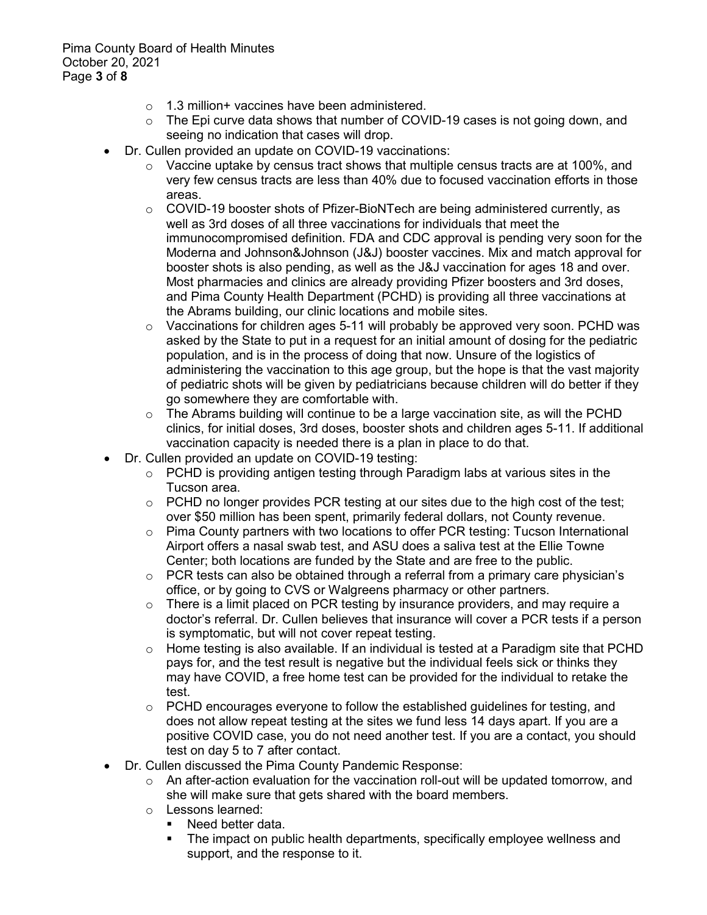- 1.3 million+ vaccines have been administered.
  - The Epi curve data shows that number of COVID-19 cases is not going down, and seeing no indication that cases will drop.
- Dr. Cullen provided an update on COVID-19 vaccinations:
  - Vaccine uptake by census tract shows that multiple census tracts are at 100%, and very few census tracts are less than 40% due to focused vaccination efforts in those areas.
  - COVID-19 booster shots of Pfizer-BioNTech are being administered currently, as well as 3rd doses of all three vaccinations for individuals that meet the immunocompromised definition. FDA and CDC approval is pending very soon for the Moderna and Johnson&Johnson (J&J) booster vaccines. Mix and match approval for booster shots is also pending, as well as the J&J vaccination for ages 18 and over. Most pharmacies and clinics are already providing Pfizer boosters and 3rd doses, and Pima County Health Department (PCHD) is providing all three vaccinations at the Abrams building, our clinic locations and mobile sites.
  - Vaccinations for children ages 5-11 will probably be approved very soon. PCHD was asked by the State to put in a request for an initial amount of dosing for the pediatric population, and is in the process of doing that now. Unsure of the logistics of administering the vaccination to this age group, but the hope is that the vast majority of pediatric shots will be given by pediatricians because children will do better if they go somewhere they are comfortable with.
  - The Abrams building will continue to be a large vaccination site, as will the PCHD clinics, for initial doses, 3rd doses, booster shots and children ages 5-11. If additional vaccination capacity is needed there is a plan in place to do that.
- Dr. Cullen provided an update on COVID-19 testing:
  - PCHD is providing antigen testing through Paradigm labs at various sites in the Tucson area.
  - PCHD no longer provides PCR testing at our sites due to the high cost of the test; over $50 million has been spent, primarily federal dollars, not County revenue.
  - Pima County partners with two locations to offer PCR testing: Tucson International Airport offers a nasal swab test, and ASU does a saliva test at the Ellie Towne Center; both locations are funded by the State and are free to the public.
  - PCR tests can also be obtained through a referral from a primary care physician's office, or by going to CVS or Walgreens pharmacy or other partners.
  - There is a limit placed on PCR testing by insurance providers, and may require a doctor's referral. Dr. Cullen believes that insurance will cover a PCR tests if a person is symptomatic, but will not cover repeat testing.
  - Home testing is also available. If an individual is tested at a Paradigm site that PCHD pays for, and the test result is negative but the individual feels sick or thinks they may have COVID, a free home test can be provided for the individual to retake the test.
  - PCHD encourages everyone to follow the established guidelines for testing, and does not allow repeat testing at the sites we fund less 14 days apart. If you are a positive COVID case, you do not need another test. If you are a contact, you should test on day 5 to 7 after contact.
- Dr. Cullen discussed the Pima County Pandemic Response:
  - An after-action evaluation for the vaccination roll-out will be updated tomorrow, and she will make sure that gets shared with the board members.
  - Lessons learned:
    - Need better data.
    - The impact on public health departments, specifically employee wellness and support, and the response to it.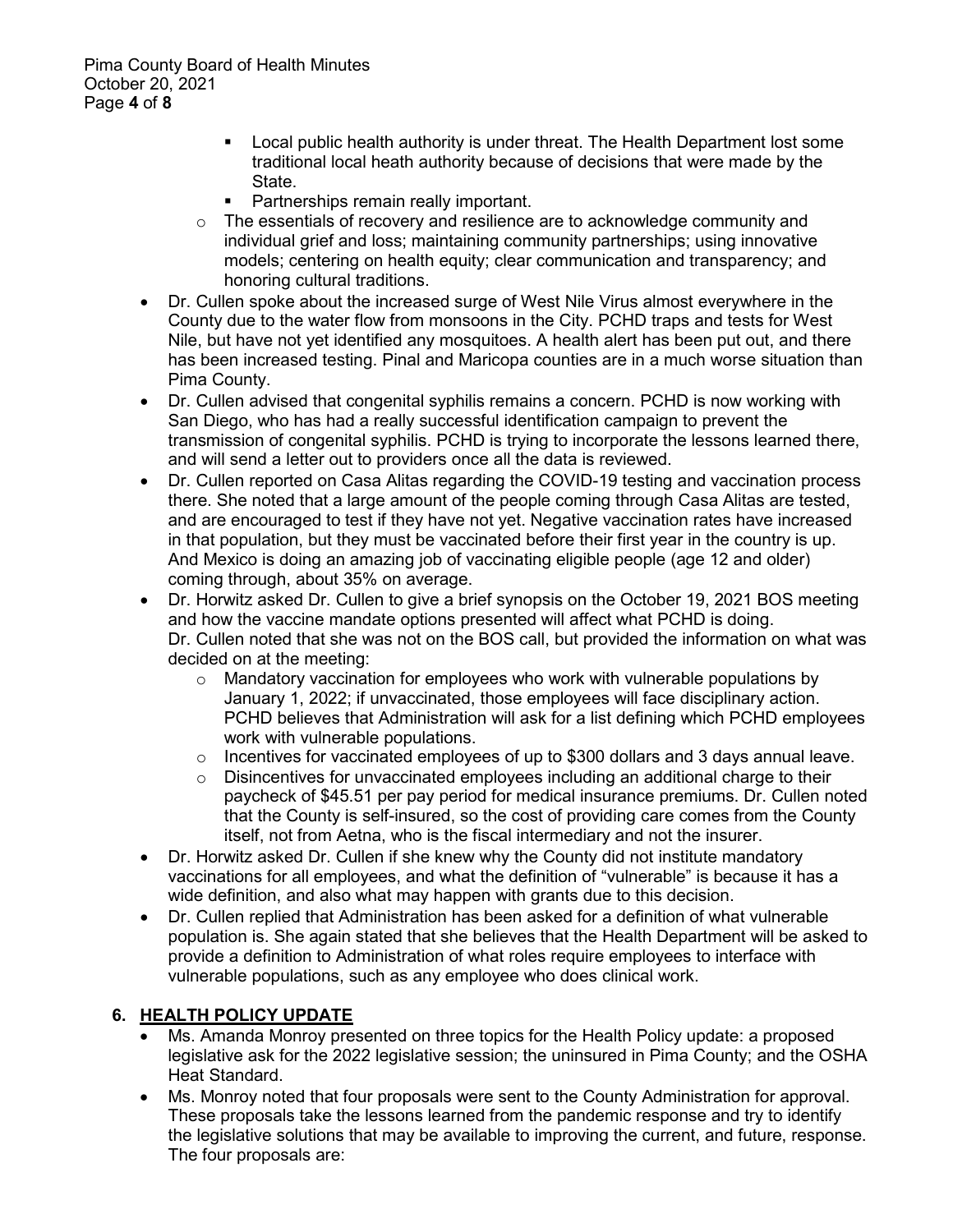- Local public health authority is under threat. The Health Department lost some traditional local heath authority because of decisions that were made by the State.
        - Partnerships remain really important.
    - The essentials of recovery and resilience are to acknowledge community and individual grief and loss; maintaining community partnerships; using innovative models; centering on health equity; clear communication and transparency; and honoring cultural traditions.
- Dr. Cullen spoke about the increased surge of West Nile Virus almost everywhere in the County due to the water flow from monsoons in the City. PCHD traps and tests for West Nile, but have not yet identified any mosquitoes. A health alert has been put out, and there has been increased testing. Pinal and Maricopa counties are in a much worse situation than Pima County.
- Dr. Cullen advised that congenital syphilis remains a concern. PCHD is now working with San Diego, who has had a really successful identification campaign to prevent the transmission of congenital syphilis. PCHD is trying to incorporate the lessons learned there, and will send a letter out to providers once all the data is reviewed.
- Dr. Cullen reported on Casa Alitas regarding the COVID-19 testing and vaccination process there. She noted that a large amount of the people coming through Casa Alitas are tested, and are encouraged to test if they have not yet. Negative vaccination rates have increased in that population, but they must be vaccinated before their first year in the country is up. And Mexico is doing an amazing job of vaccinating eligible people (age 12 and older) coming through, about 35% on average.
- Dr. Horwitz asked Dr. Cullen to give a brief synopsis on the October 19, 2021 BOS meeting and how the vaccine mandate options presented will affect what PCHD is doing. Dr. Cullen noted that she was not on the BOS call, but provided the information on what was decided on at the meeting:
    - Mandatory vaccination for employees who work with vulnerable populations by January 1, 2022; if unvaccinated, those employees will face disciplinary action. PCHD believes that Administration will ask for a list defining which PCHD employees work with vulnerable populations.
    - Incentives for vaccinated employees of up to $300 dollars and 3 days annual leave.
    - Disincentives for unvaccinated employees including an additional charge to their paycheck of $45.51 per pay period for medical insurance premiums. Dr. Cullen noted that the County is self-insured, so the cost of providing care comes from the County itself, not from Aetna, who is the fiscal intermediary and not the insurer.
- Dr. Horwitz asked Dr. Cullen if she knew why the County did not institute mandatory vaccinations for all employees, and what the definition of "vulnerable" is because it has a wide definition, and also what may happen with grants due to this decision.
- Dr. Cullen replied that Administration has been asked for a definition of what vulnerable population is. She again stated that she believes that the Health Department will be asked to provide a definition to Administration of what roles require employees to interface with vulnerable populations, such as any employee who does clinical work.

## 6. HEALTH POLICY UPDATE

- Ms. Amanda Monroy presented on three topics for the Health Policy update: a proposed legislative ask for the 2022 legislative session; the uninsured in Pima County; and the OSHA Heat Standard.
- Ms. Monroy noted that four proposals were sent to the County Administration for approval. These proposals take the lessons learned from the pandemic response and try to identify the legislative solutions that may be available to improving the current, and future, response. The four proposals are: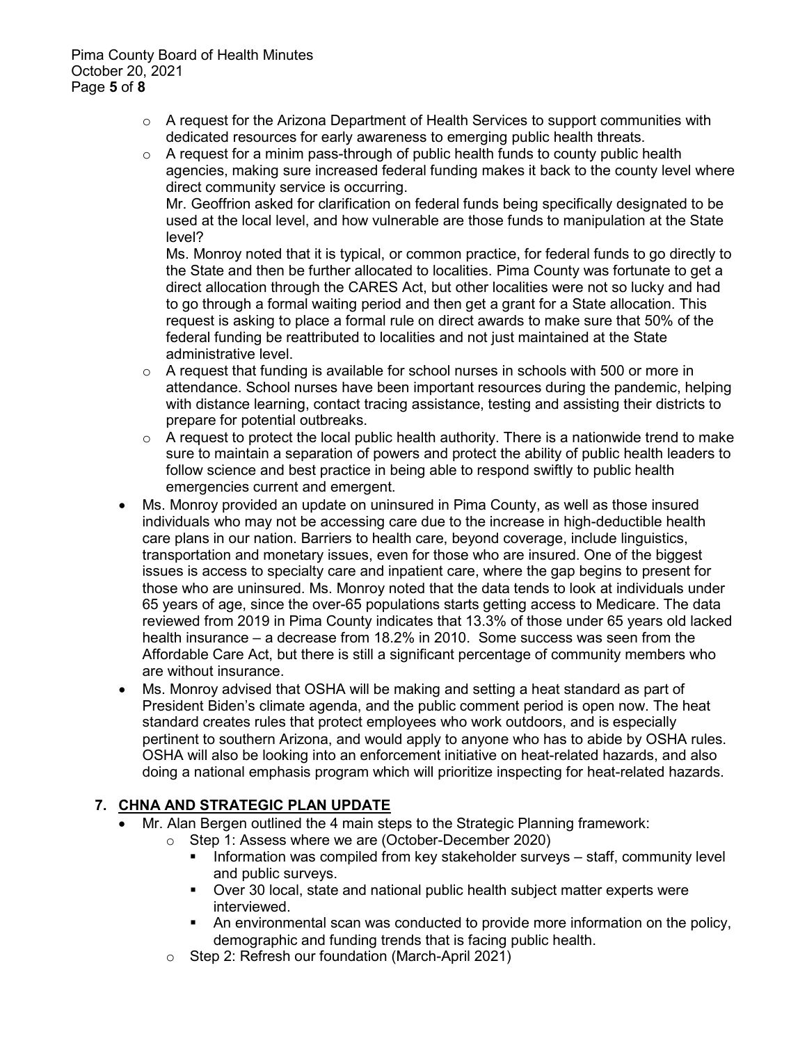- A request for the Arizona Department of Health Services to support communities with dedicated resources for early awareness to emerging public health threats.
- A request for a minim pass-through of public health funds to county public health agencies, making sure increased federal funding makes it back to the county level where direct community service is occurring.

  Mr. Geoffrion asked for clarification on federal funds being specifically designated to be used at the local level, and how vulnerable are those funds to manipulation at the State level?

  Ms. Monroy noted that it is typical, or common practice, for federal funds to go directly to the State and then be further allocated to localities. Pima County was fortunate to get a direct allocation through the CARES Act, but other localities were not so lucky and had to go through a formal waiting period and then get a grant for a State allocation. This request is asking to place a formal rule on direct awards to make sure that 50% of the federal funding be reattributed to localities and not just maintained at the State administrative level.
- A request that funding is available for school nurses in schools with 500 or more in attendance. School nurses have been important resources during the pandemic, helping with distance learning, contact tracing assistance, testing and assisting their districts to prepare for potential outbreaks.
- A request to protect the local public health authority. There is a nationwide trend to make sure to maintain a separation of powers and protect the ability of public health leaders to follow science and best practice in being able to respond swiftly to public health emergencies current and emergent.

- Ms. Monroy provided an update on uninsured in Pima County, as well as those insured individuals who may not be accessing care due to the increase in high-deductible health care plans in our nation. Barriers to health care, beyond coverage, include linguistics, transportation and monetary issues, even for those who are insured. One of the biggest issues is access to specialty care and inpatient care, where the gap begins to present for those who are uninsured. Ms. Monroy noted that the data tends to look at individuals under 65 years of age, since the over-65 populations starts getting access to Medicare. The data reviewed from 2019 in Pima County indicates that 13.3% of those under 65 years old lacked health insurance – a decrease from 18.2% in 2010. Some success was seen from the Affordable Care Act, but there is still a significant percentage of community members who are without insurance.
- Ms. Monroy advised that OSHA will be making and setting a heat standard as part of President Biden's climate agenda, and the public comment period is open now. The heat standard creates rules that protect employees who work outdoors, and is especially pertinent to southern Arizona, and would apply to anyone who has to abide by OSHA rules. OSHA will also be looking into an enforcement initiative on heat-related hazards, and also doing a national emphasis program which will prioritize inspecting for heat-related hazards.

## 7. CHNA AND STRATEGIC PLAN UPDATE

- Mr. Alan Bergen outlined the 4 main steps to the Strategic Planning framework:
  - Step 1: Assess where we are (October-December 2020)
    - Information was compiled from key stakeholder surveys – staff, community level and public surveys.
    - Over 30 local, state and national public health subject matter experts were interviewed.
    - An environmental scan was conducted to provide more information on the policy, demographic and funding trends that is facing public health.
  - Step 2: Refresh our foundation (March-April 2021)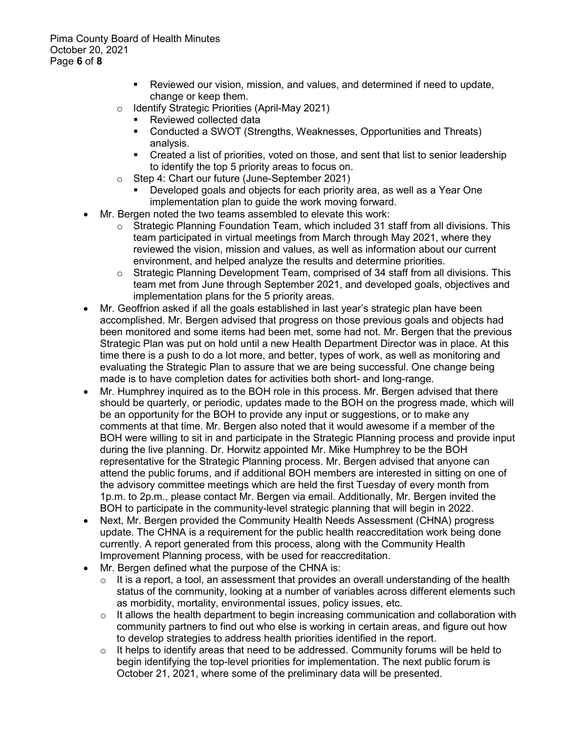- Reviewed our vision, mission, and values, and determined if need to update, change or keep them.
    - Identify Strategic Priorities (April-May 2021)
        - Reviewed collected data
        - Conducted a SWOT (Strengths, Weaknesses, Opportunities and Threats) analysis.
        - Created a list of priorities, voted on those, and sent that list to senior leadership to identify the top 5 priority areas to focus on.
    - Step 4: Chart our future (June-September 2021)
        - Developed goals and objects for each priority area, as well as a Year One implementation plan to guide the work moving forward.
- Mr. Bergen noted the two teams assembled to elevate this work:
    - Strategic Planning Foundation Team, which included 31 staff from all divisions. This team participated in virtual meetings from March through May 2021, where they reviewed the vision, mission and values, as well as information about our current environment, and helped analyze the results and determine priorities.
    - Strategic Planning Development Team, comprised of 34 staff from all divisions. This team met from June through September 2021, and developed goals, objectives and implementation plans for the 5 priority areas.
- Mr. Geoffrion asked if all the goals established in last year's strategic plan have been accomplished. Mr. Bergen advised that progress on those previous goals and objects had been monitored and some items had been met, some had not. Mr. Bergen that the previous Strategic Plan was put on hold until a new Health Department Director was in place. At this time there is a push to do a lot more, and better, types of work, as well as monitoring and evaluating the Strategic Plan to assure that we are being successful. One change being made is to have completion dates for activities both short- and long-range.
- Mr. Humphrey inquired as to the BOH role in this process. Mr. Bergen advised that there should be quarterly, or periodic, updates made to the BOH on the progress made, which will be an opportunity for the BOH to provide any input or suggestions, or to make any comments at that time. Mr. Bergen also noted that it would awesome if a member of the BOH were willing to sit in and participate in the Strategic Planning process and provide input during the live planning. Dr. Horwitz appointed Mr. Mike Humphrey to be the BOH representative for the Strategic Planning process. Mr. Bergen advised that anyone can attend the public forums, and if additional BOH members are interested in sitting on one of the advisory committee meetings which are held the first Tuesday of every month from 1p.m. to 2p.m., please contact Mr. Bergen via email. Additionally, Mr. Bergen invited the BOH to participate in the community-level strategic planning that will begin in 2022.
- Next, Mr. Bergen provided the Community Health Needs Assessment (CHNA) progress update. The CHNA is a requirement for the public health reaccreditation work being done currently. A report generated from this process, along with the Community Health Improvement Planning process, with be used for reaccreditation.
- Mr. Bergen defined what the purpose of the CHNA is:
    - It is a report, a tool, an assessment that provides an overall understanding of the health status of the community, looking at a number of variables across different elements such as morbidity, mortality, environmental issues, policy issues, etc.
    - It allows the health department to begin increasing communication and collaboration with community partners to find out who else is working in certain areas, and figure out how to develop strategies to address health priorities identified in the report.
    - It helps to identify areas that need to be addressed. Community forums will be held to begin identifying the top-level priorities for implementation. The next public forum is October 21, 2021, where some of the preliminary data will be presented.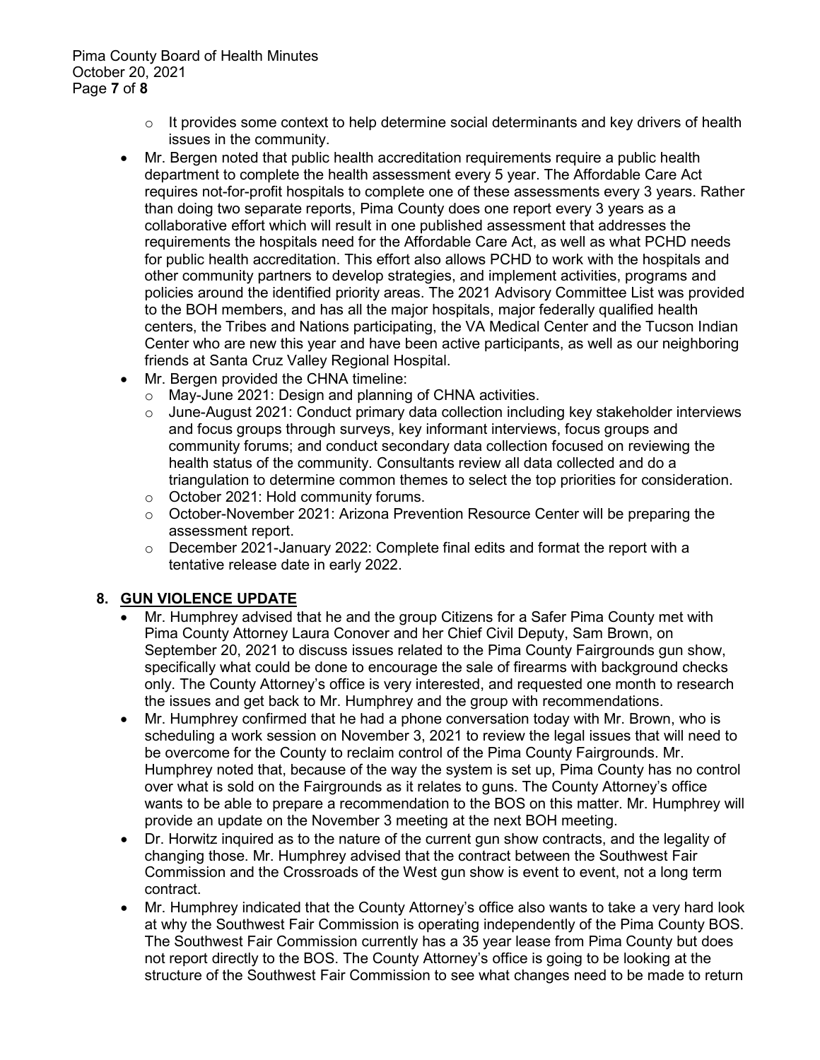- It provides some context to help determine social determinants and key drivers of health issues in the community.
- Mr. Bergen noted that public health accreditation requirements require a public health department to complete the health assessment every 5 year. The Affordable Care Act requires not-for-profit hospitals to complete one of these assessments every 3 years. Rather than doing two separate reports, Pima County does one report every 3 years as a collaborative effort which will result in one published assessment that addresses the requirements the hospitals need for the Affordable Care Act, as well as what PCHD needs for public health accreditation. This effort also allows PCHD to work with the hospitals and other community partners to develop strategies, and implement activities, programs and policies around the identified priority areas. The 2021 Advisory Committee List was provided to the BOH members, and has all the major hospitals, major federally qualified health centers, the Tribes and Nations participating, the VA Medical Center and the Tucson Indian Center who are new this year and have been active participants, as well as our neighboring friends at Santa Cruz Valley Regional Hospital.
- Mr. Bergen provided the CHNA timeline:
  - May-June 2021: Design and planning of CHNA activities.
  - June-August 2021: Conduct primary data collection including key stakeholder interviews and focus groups through surveys, key informant interviews, focus groups and community forums; and conduct secondary data collection focused on reviewing the health status of the community. Consultants review all data collected and do a triangulation to determine common themes to select the top priorities for consideration.
  - October 2021: Hold community forums.
  - October-November 2021: Arizona Prevention Resource Center will be preparing the assessment report.
  - December 2021-January 2022: Complete final edits and format the report with a tentative release date in early 2022.

## 8. GUN VIOLENCE UPDATE

- Mr. Humphrey advised that he and the group Citizens for a Safer Pima County met with Pima County Attorney Laura Conover and her Chief Civil Deputy, Sam Brown, on September 20, 2021 to discuss issues related to the Pima County Fairgrounds gun show, specifically what could be done to encourage the sale of firearms with background checks only. The County Attorney's office is very interested, and requested one month to research the issues and get back to Mr. Humphrey and the group with recommendations.
- Mr. Humphrey confirmed that he had a phone conversation today with Mr. Brown, who is scheduling a work session on November 3, 2021 to review the legal issues that will need to be overcome for the County to reclaim control of the Pima County Fairgrounds. Mr. Humphrey noted that, because of the way the system is set up, Pima County has no control over what is sold on the Fairgrounds as it relates to guns. The County Attorney's office wants to be able to prepare a recommendation to the BOS on this matter. Mr. Humphrey will provide an update on the November 3 meeting at the next BOH meeting.
- Dr. Horwitz inquired as to the nature of the current gun show contracts, and the legality of changing those. Mr. Humphrey advised that the contract between the Southwest Fair Commission and the Crossroads of the West gun show is event to event, not a long term contract.
- Mr. Humphrey indicated that the County Attorney's office also wants to take a very hard look at why the Southwest Fair Commission is operating independently of the Pima County BOS. The Southwest Fair Commission currently has a 35 year lease from Pima County but does not report directly to the BOS. The County Attorney's office is going to be looking at the structure of the Southwest Fair Commission to see what changes need to be made to return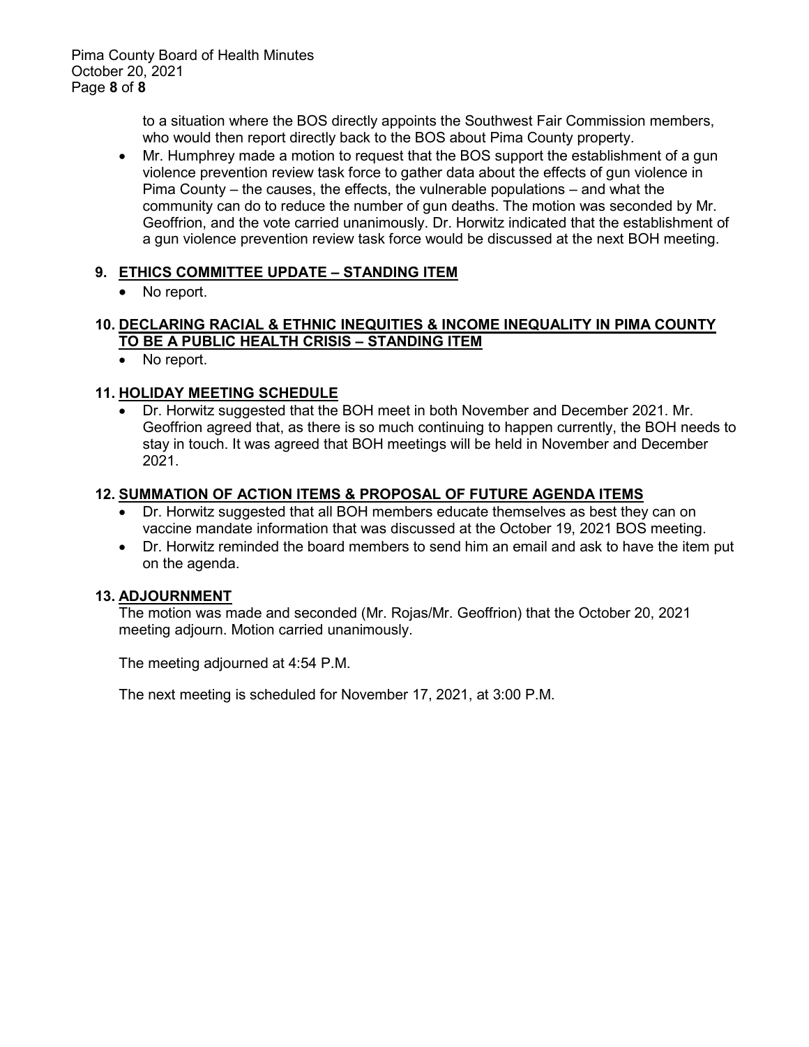to a situation where the BOS directly appoints the Southwest Fair Commission members, who would then report directly back to the BOS about Pima County property.

- Mr. Humphrey made a motion to request that the BOS support the establishment of a gun violence prevention review task force to gather data about the effects of gun violence in Pima County – the causes, the effects, the vulnerable populations – and what the community can do to reduce the number of gun deaths. The motion was seconded by Mr. Geoffrion, and the vote carried unanimously. Dr. Horwitz indicated that the establishment of a gun violence prevention review task force would be discussed at the next BOH meeting.

**9. <u>ETHICS COMMITTEE UPDATE – STANDING ITEM</u>**

- No report.

**10. <u>DECLARING RACIAL & ETHNIC INEQUITIES & INCOME INEQUALITY IN PIMA COUNTY TO BE A PUBLIC HEALTH CRISIS – STANDING ITEM</u>**

- No report.

**11. <u>HOLIDAY MEETING SCHEDULE</u>**

- Dr. Horwitz suggested that the BOH meet in both November and December 2021. Mr. Geoffrion agreed that, as there is so much continuing to happen currently, the BOH needs to stay in touch. It was agreed that BOH meetings will be held in November and December 2021.

**12. <u>SUMMATION OF ACTION ITEMS & PROPOSAL OF FUTURE AGENDA ITEMS</u>**

- Dr. Horwitz suggested that all BOH members educate themselves as best they can on vaccine mandate information that was discussed at the October 19, 2021 BOS meeting.
- Dr. Horwitz reminded the board members to send him an email and ask to have the item put on the agenda.

**13. <u>ADJOURNMENT</u>**

The motion was made and seconded (Mr. Rojas/Mr. Geoffrion) that the October 20, 2021 meeting adjourn. Motion carried unanimously.

The meeting adjourned at 4:54 P.M.

The next meeting is scheduled for November 17, 2021, at 3:00 P.M.